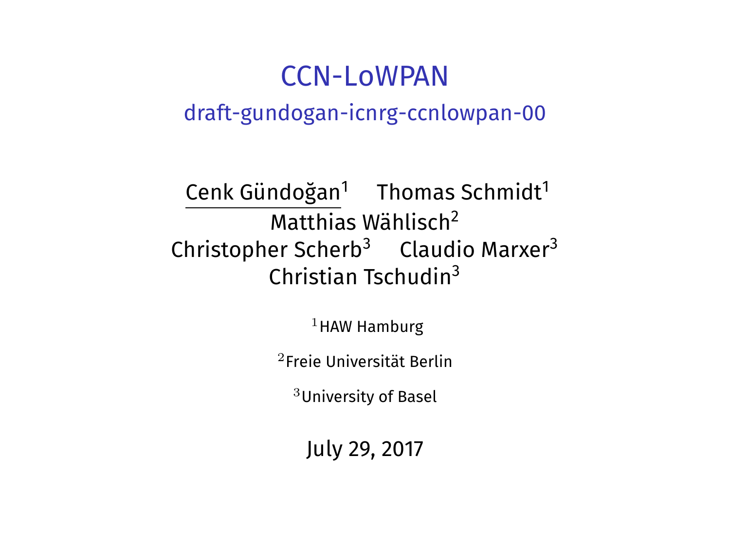# CCN-LoWPAN

## draft-gundogan-icnrg-ccnlowpan-00

Cenk Gündoğan[1] Thomas Schmidt[1]
Matthias Wählisch[2]
Christopher Scherb[3] Claudio Marxer[3]
Christian Tschudin[3]

[1]HAW Hamburg

[2]Freie Universität Berlin

[3]University of Basel

July 29, 2017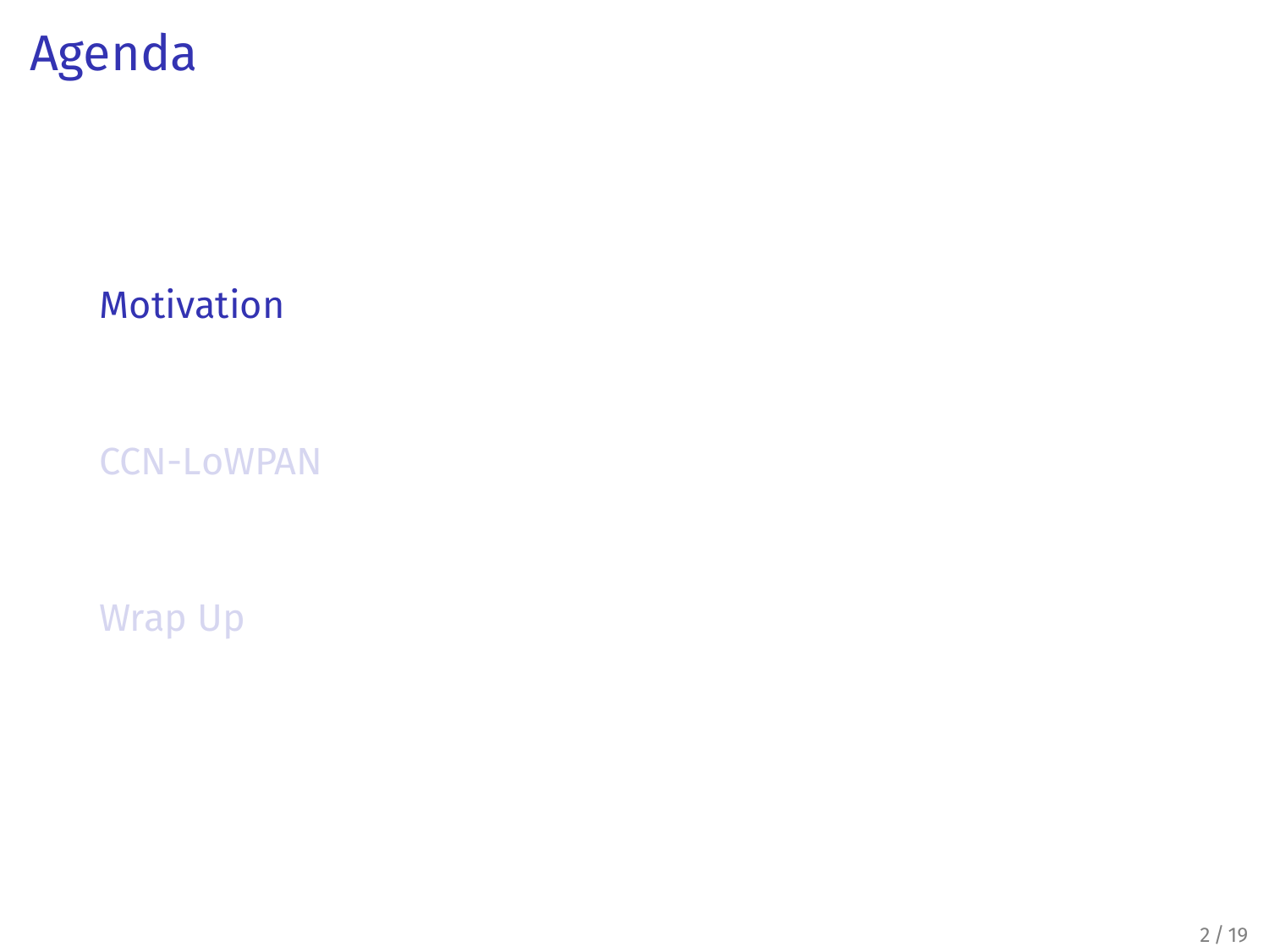# Agenda

Motivation

CCN-LoWPAN

Wrap Up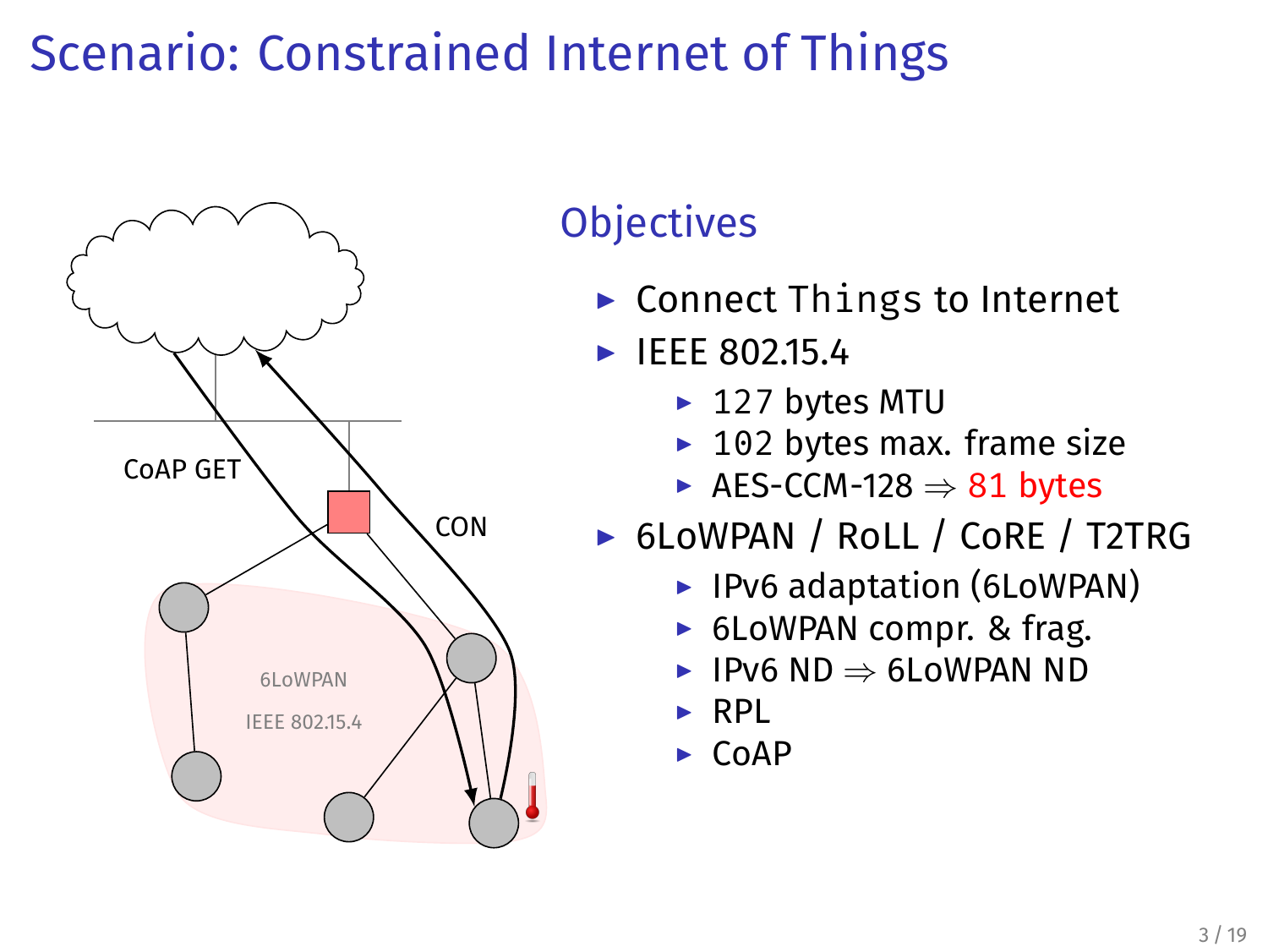# Scenario: Constrained Internet of Things

CoAP GET

CON

6LoWPAN

IEEE 802.15.4

## Objectives

- Connect Things to Internet
- IEEE 802.15.4
  - 127 bytes MTU
  - 102 bytes max. frame size
  - AES-CCM-128 ⇒ 81 bytes
- 6LoWPAN / RoLL / CoRE / T2TRG
  - IPv6 adaptation (6LoWPAN)
  - 6LoWPAN compr. & frag.
  - IPv6 ND ⇒ 6LoWPAN ND
  - RPL
  - CoAP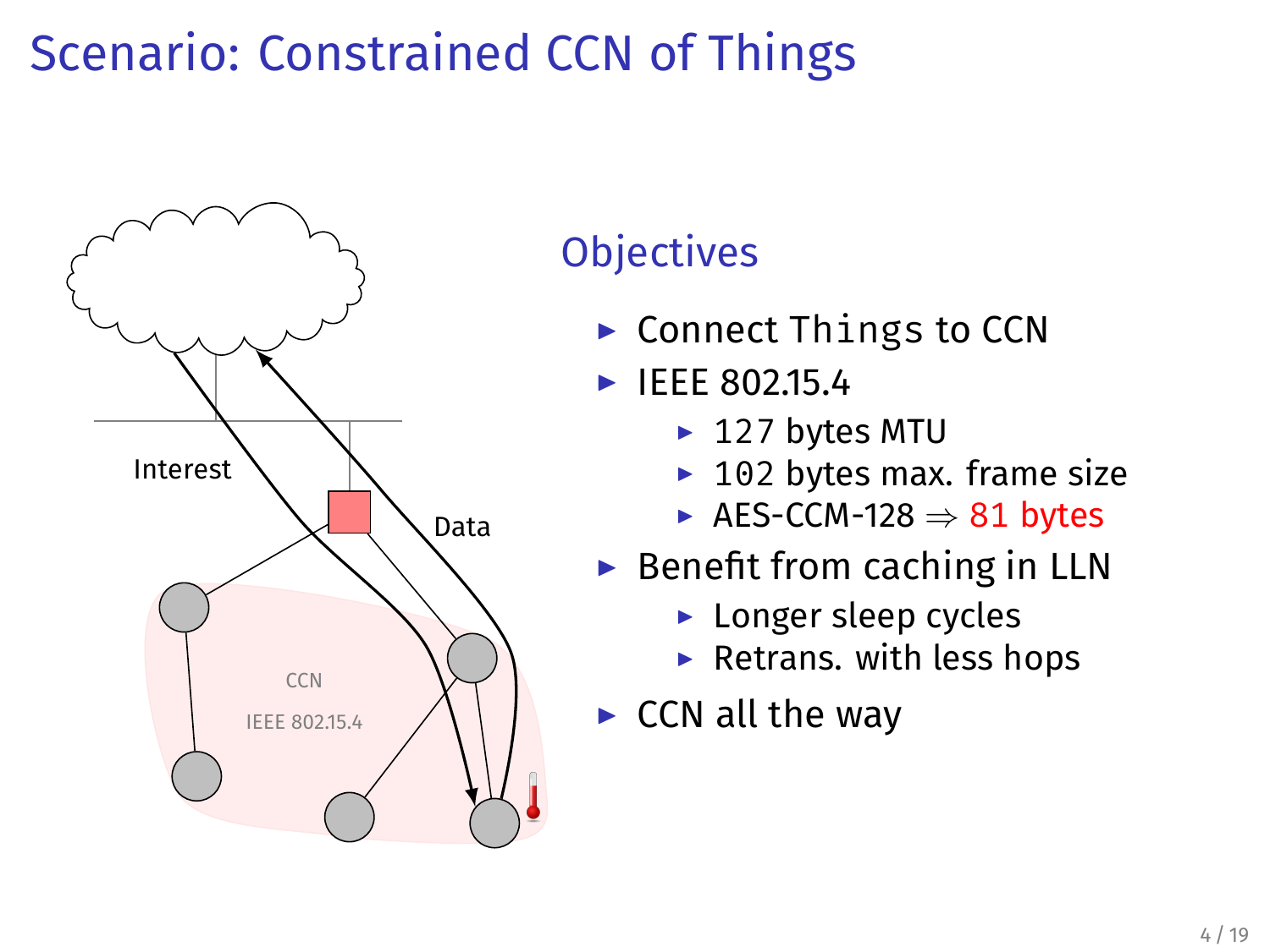# Scenario: Constrained CCN of Things

Interest

Data

CCN

IEEE 802.15.4

## Objectives

- Connect Things to CCN
- IEEE 802.15.4
  - 127 bytes MTU
  - 102 bytes max. frame size
  - AES-CCM-128 ⇒ 81 bytes
- Benefit from caching in LLN
  - Longer sleep cycles
  - Retrans. with less hops
- CCN all the way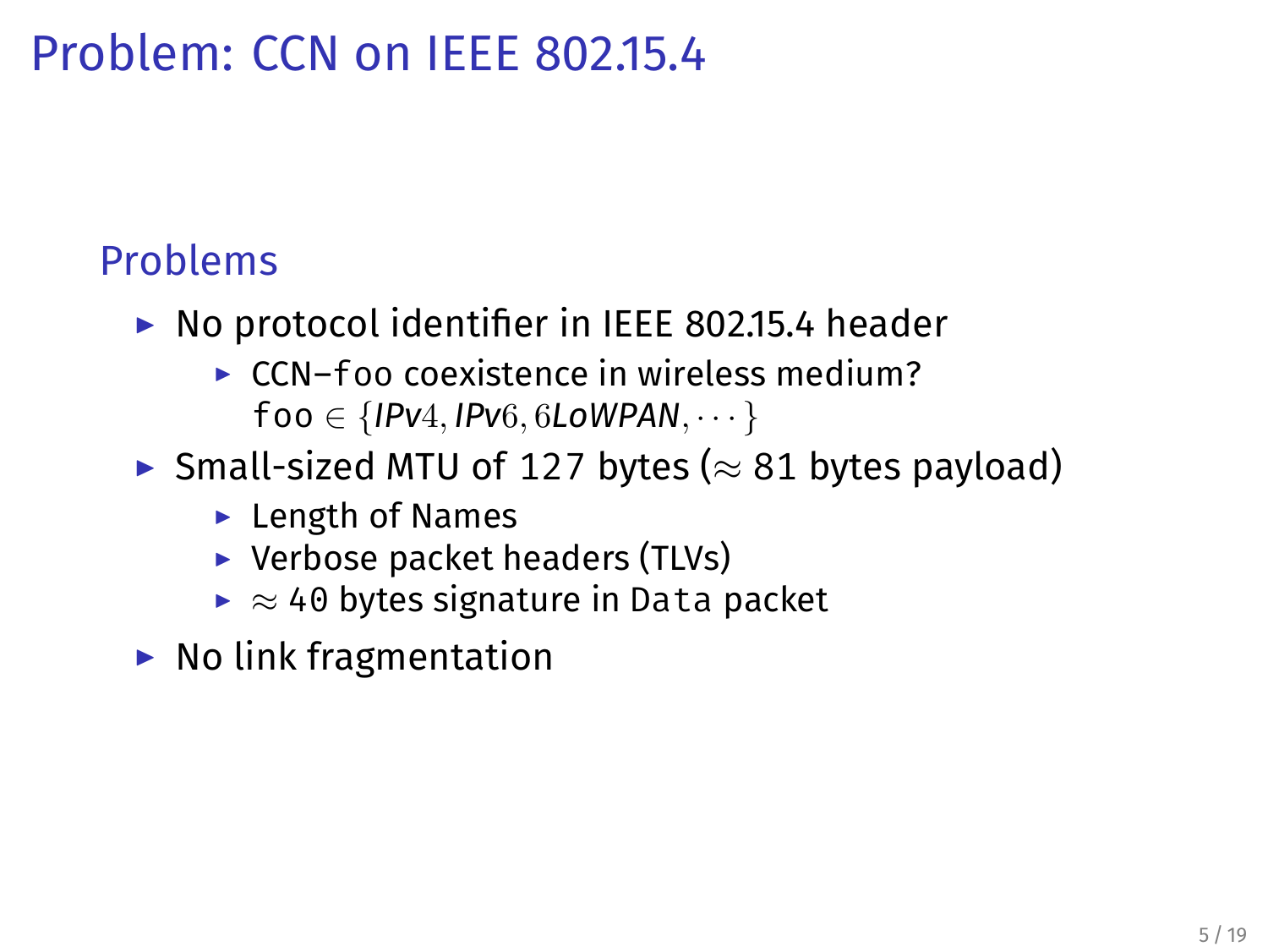# Problem: CCN on IEEE 802.15.4

## Problems

- No protocol identifier in IEEE 802.15.4 header
  - CCN−`foo` coexistence in wireless medium?
    `foo` $\in \{IPv4, IPv6, 6LoWPAN, \cdots\}$
- Small-sized MTU of 127 bytes ($\approx$ 81 bytes payload)
  - Length of Names
  - Verbose packet headers (TLVs)
  - $\approx$ 40 bytes signature in `Data` packet
- No link fragmentation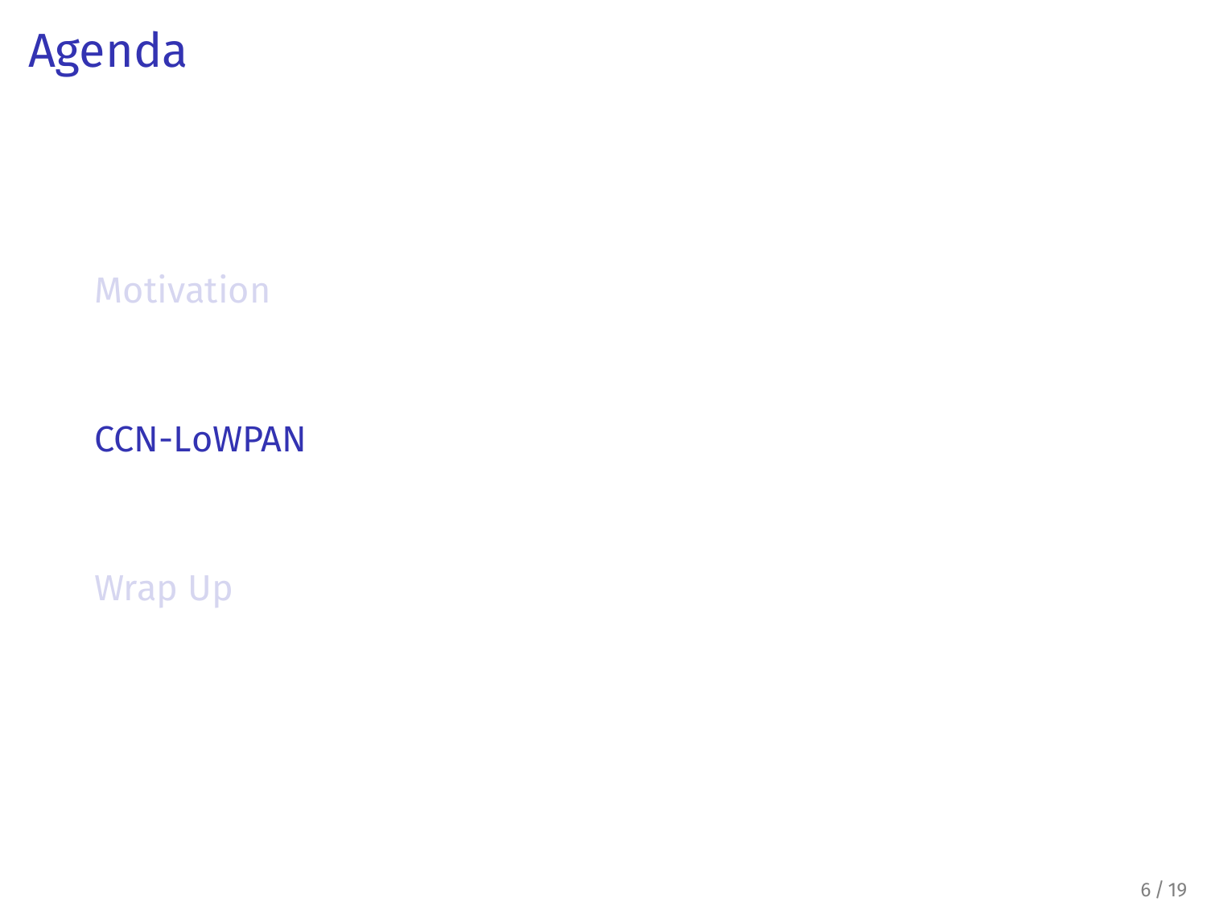# Agenda

- Motivation
- CCN-LoWPAN
- Wrap Up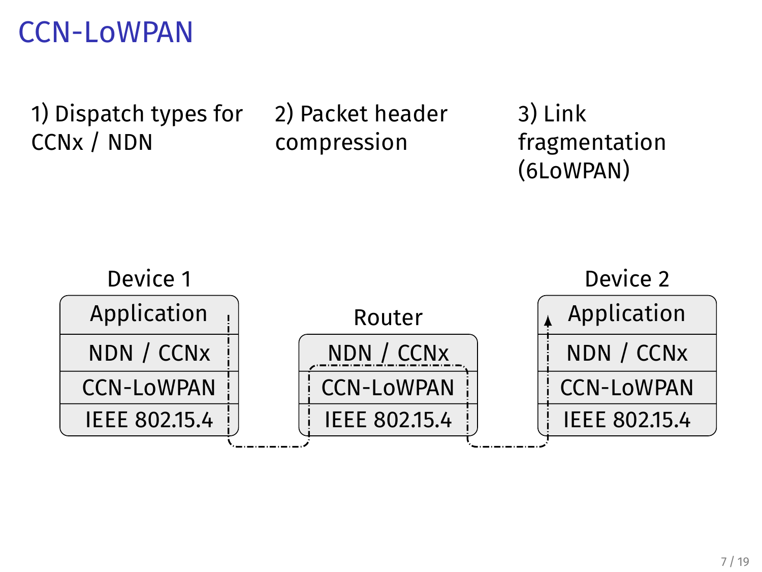# CCN-LoWPAN

1) Dispatch types for CCNx / NDN

2) Packet header compression

3) Link fragmentation (6LoWPAN)

| Device 1 | Router | Device 2 |
|---|---|---|
| Application | | Application |
| NDN / CCNx | NDN / CCNx | NDN / CCNx |
| CCN-LoWPAN | CCN-LoWPAN | CCN-LoWPAN |
| IEEE 802.15.4 | IEEE 802.15.4 | IEEE 802.15.4 |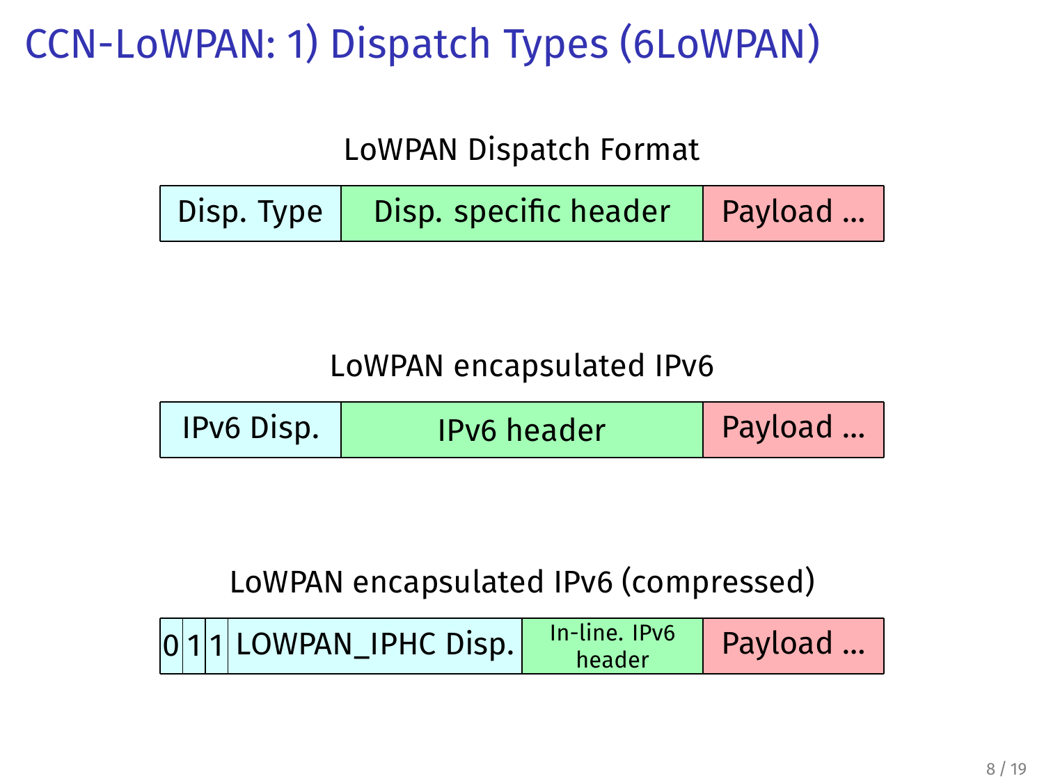# CCN-LoWPAN: 1) Dispatch Types (6LoWPAN)

LoWPAN Dispatch Format

| Disp. Type | Disp. specific header | Payload ... |
|---|---|---|

LoWPAN encapsulated IPv6

| IPv6 Disp. | IPv6 header | Payload ... |
|---|---|---|

LoWPAN encapsulated IPv6 (compressed)

| 0 | 1 | 1 | LOWPAN_IPHC Disp. | In-line. IPv6 header | Payload ... |
|---|---|---|---|---|---|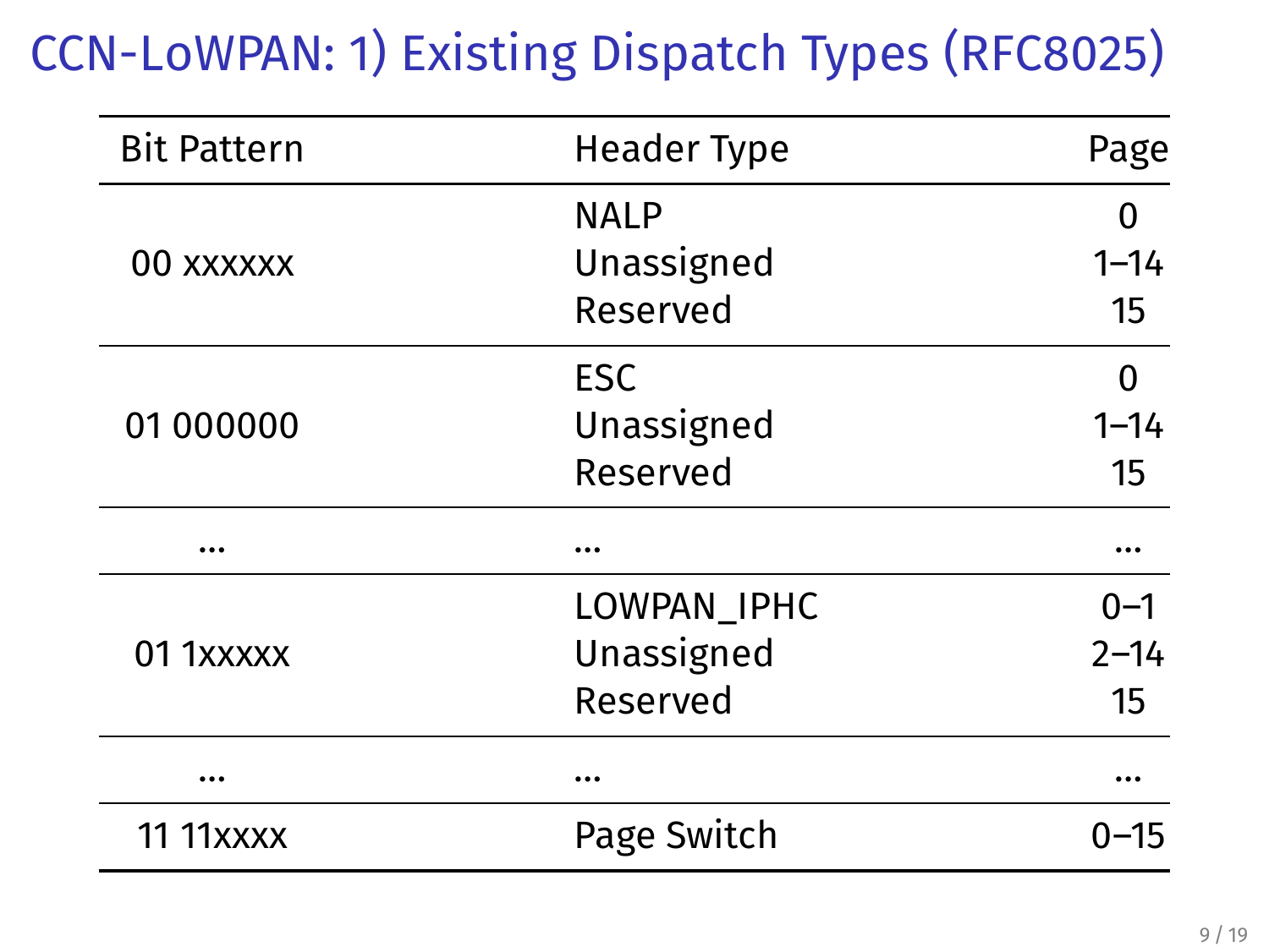# CCN-LoWPAN: 1) Existing Dispatch Types (RFC8025)

| Bit Pattern | Header Type | Page |
|---|---|---|
| 00 xxxxxx | NALP | 0 |
| | Unassigned | 1–14 |
| | Reserved | 15 |
| 01 000000 | ESC | 0 |
| | Unassigned | 1–14 |
| | Reserved | 15 |
| ... | ... | ... |
| 01 1xxxxx | LOWPAN_IPHC | 0–1 |
| | Unassigned | 2–14 |
| | Reserved | 15 |
| ... | ... | ... |
| 11 11xxxx | Page Switch | 0–15 |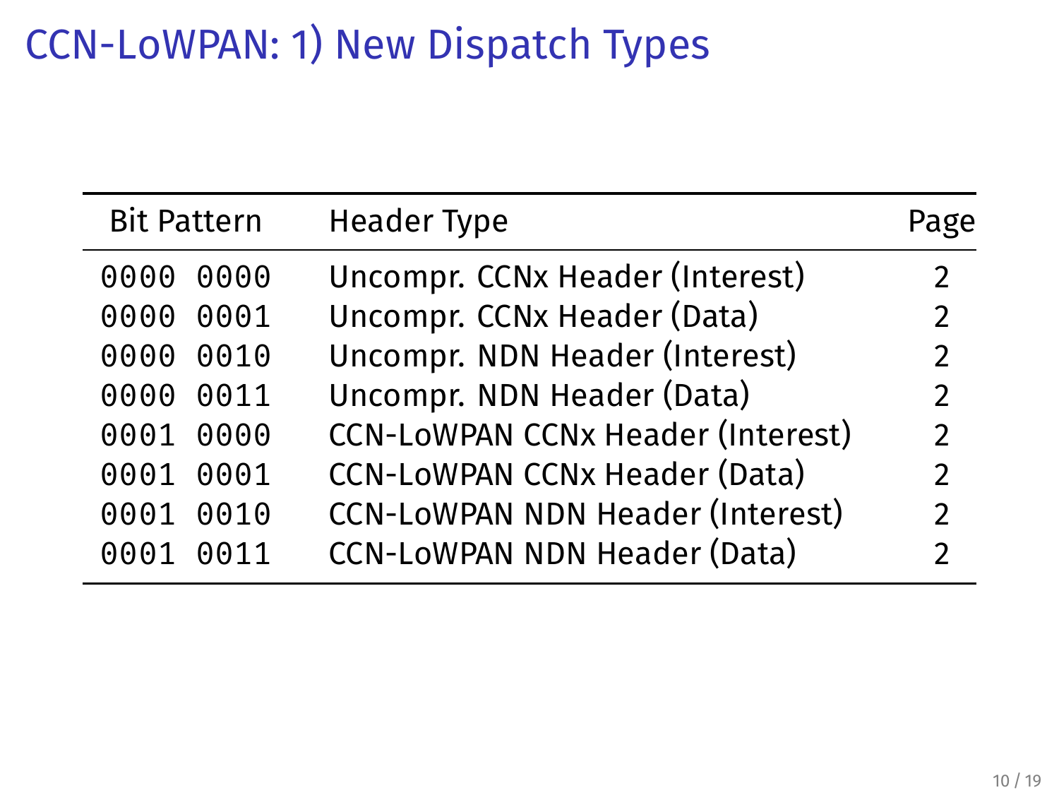# CCN-LoWPAN: 1) New Dispatch Types

| Bit Pattern | Header Type | Page |
|---|---|---|
| 0000 0000 | Uncompr. CCNx Header (Interest) | 2 |
| 0000 0001 | Uncompr. CCNx Header (Data) | 2 |
| 0000 0010 | Uncompr. NDN Header (Interest) | 2 |
| 0000 0011 | Uncompr. NDN Header (Data) | 2 |
| 0001 0000 | CCN-LoWPAN CCNx Header (Interest) | 2 |
| 0001 0001 | CCN-LoWPAN CCNx Header (Data) | 2 |
| 0001 0010 | CCN-LoWPAN NDN Header (Interest) | 2 |
| 0001 0011 | CCN-LoWPAN NDN Header (Data) | 2 |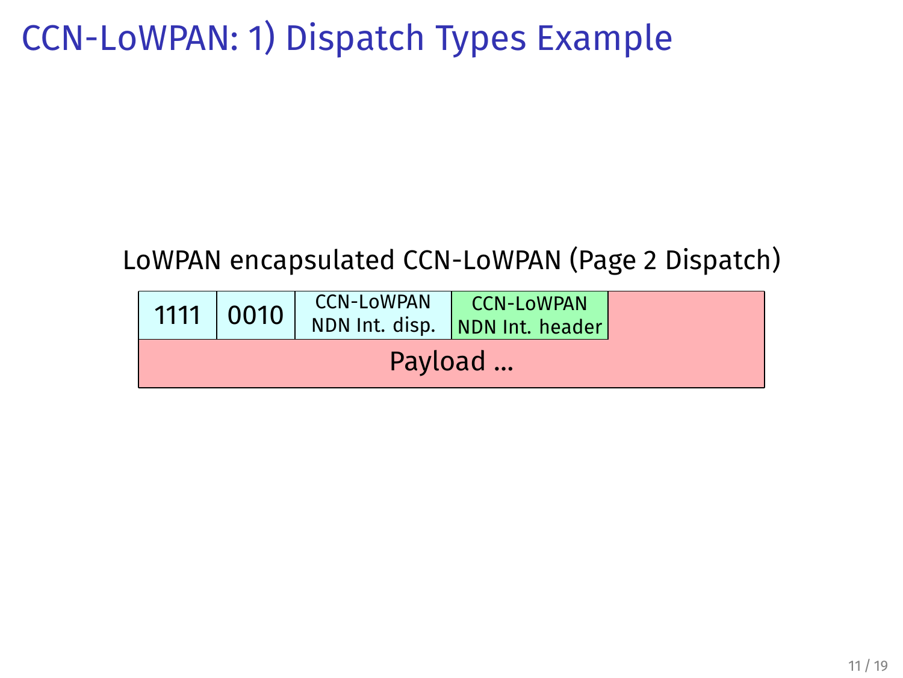# CCN-LoWPAN: 1) Dispatch Types Example

LoWPAN encapsulated CCN-LoWPAN (Page 2 Dispatch)

| 1111 | 0010 | CCN-LoWPAN NDN Int. disp. | CCN-LoWPAN NDN Int. header | |
|---|---|---|---|---|
| Payload ... | | | | |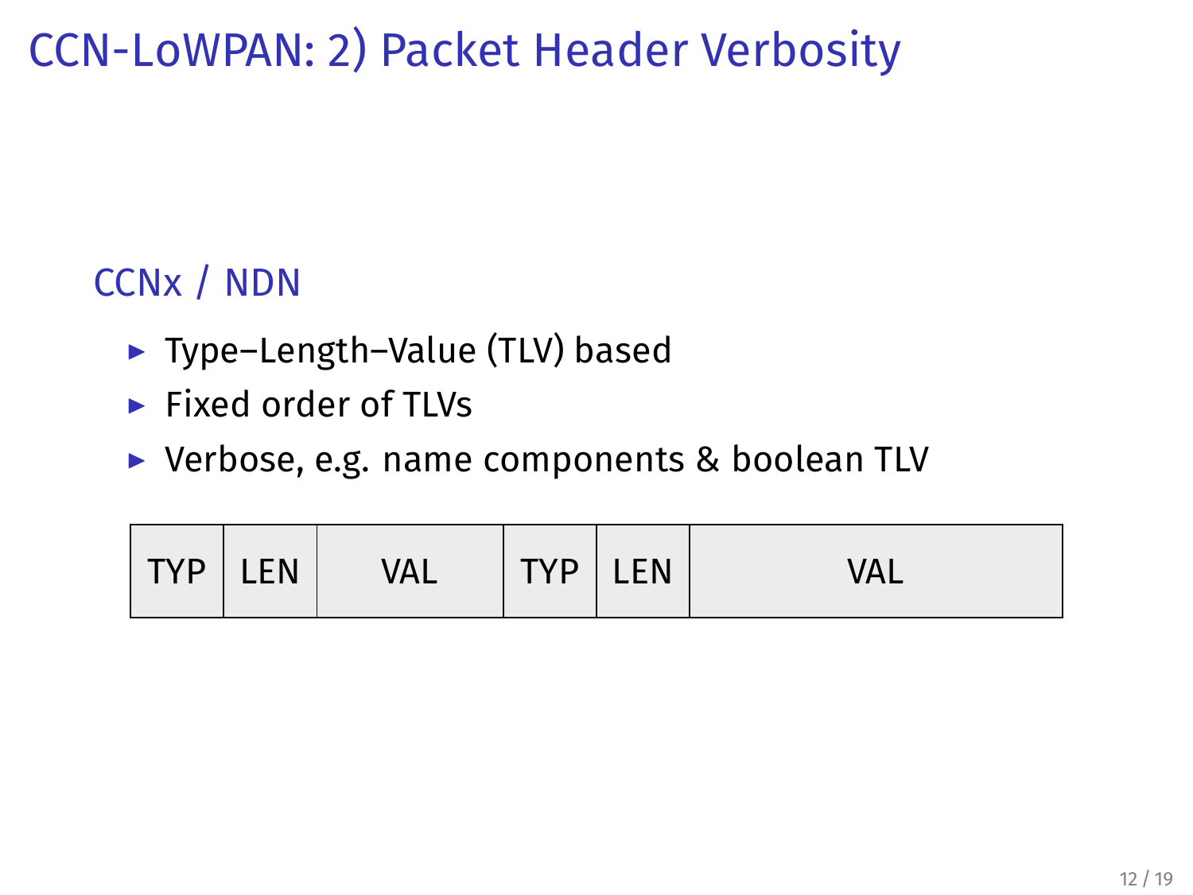# CCN-LoWPAN: 2) Packet Header Verbosity

## CCNx / NDN

- Type–Length–Value (TLV) based
- Fixed order of TLVs
- Verbose, e.g. name components & boolean TLV

| TYP | LEN | VAL | TYP | LEN | VAL |
|---|---|---|---|---|---|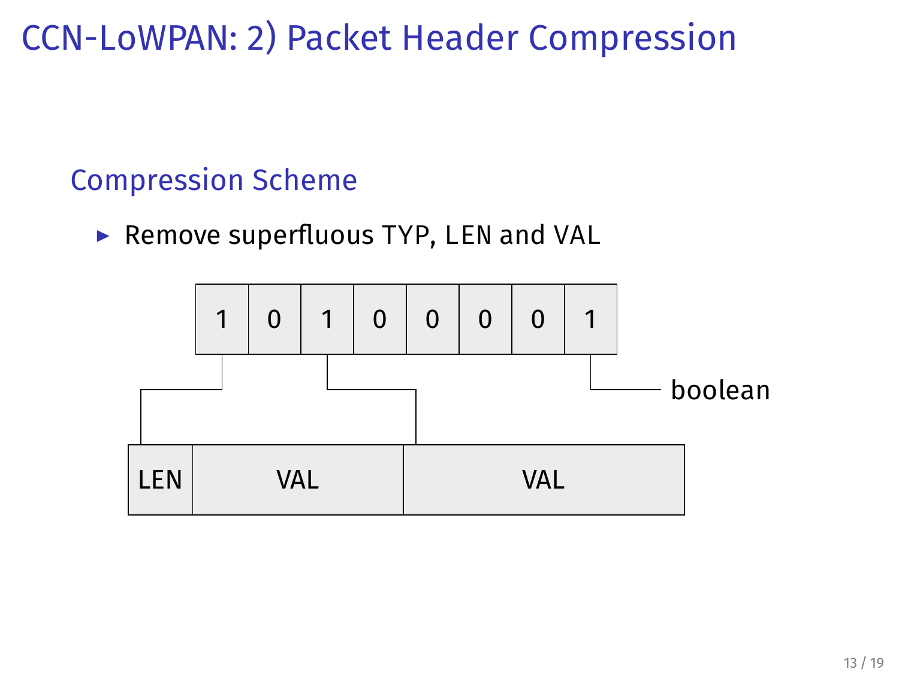# CCN-LoWPAN: 2) Packet Header Compression

## Compression Scheme

- Remove superfluous TYP, LEN and VAL

| 1 | 0 | 1 | 0 | 0 | 0 | 0 | 1 |
|---|---|---|---|---|---|---|---|

boolean

| LEN | VAL | VAL |
|---|---|---|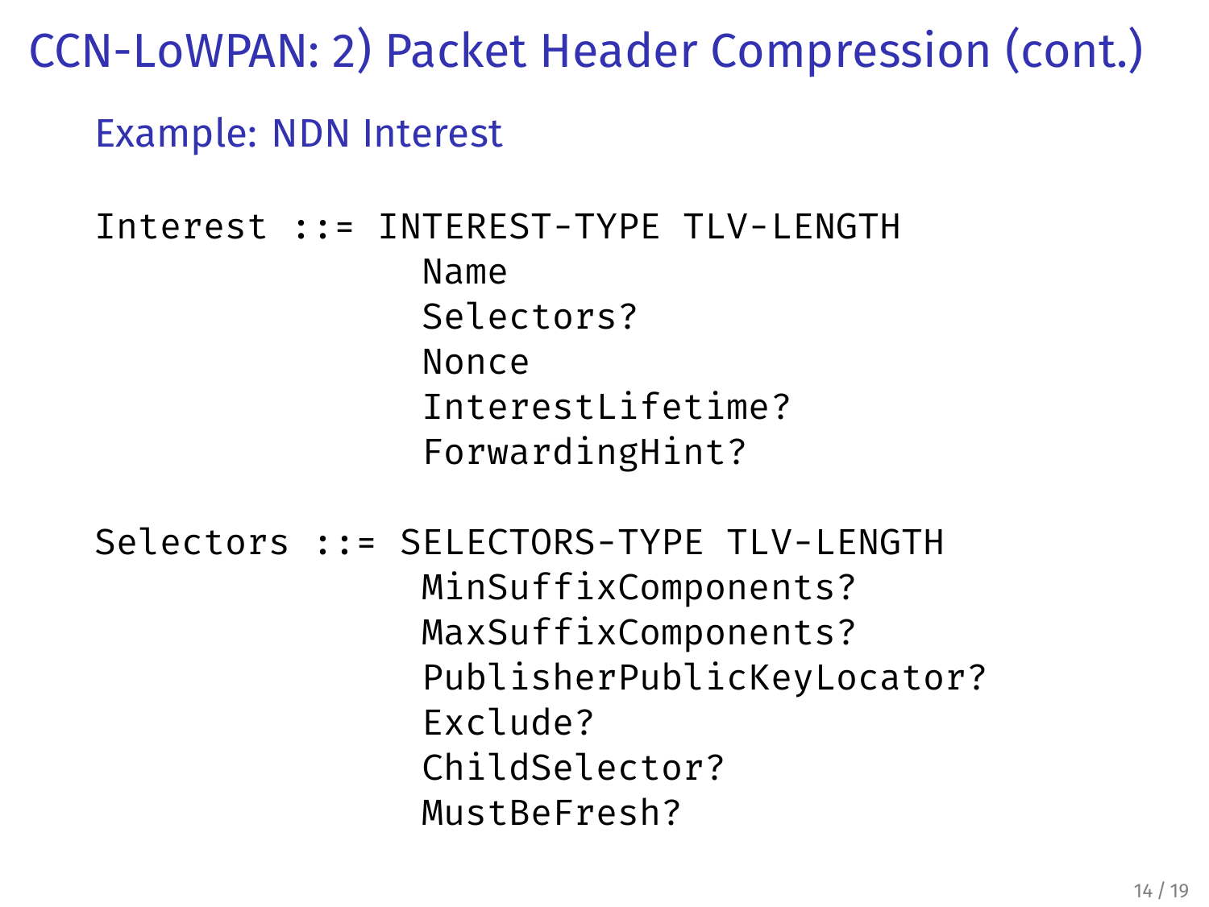# CCN-LoWPAN: 2) Packet Header Compression (cont.)

## Example: NDN Interest

```
Interest ::= INTEREST-TYPE TLV-LENGTH
               Name
               Selectors?
               Nonce
               InterestLifetime?
               ForwardingHint?

Selectors ::= SELECTORS-TYPE TLV-LENGTH
               MinSuffixComponents?
               MaxSuffixComponents?
               PublisherPublicKeyLocator?
               Exclude?
               ChildSelector?
               MustBeFresh?
```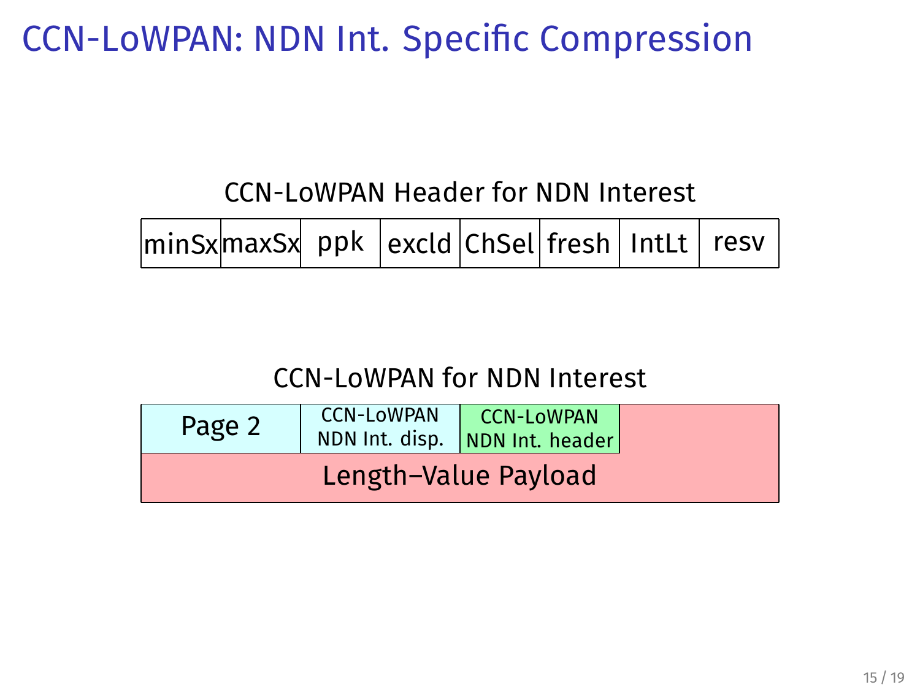# CCN-LoWPAN: NDN Int. Specific Compression

CCN-LoWPAN Header for NDN Interest

| minSx | maxSx | ppk | excld | ChSel | fresh | IntLt | resv |
|---|---|---|---|---|---|---|---|

CCN-LoWPAN for NDN Interest

| Page 2 | CCN-LoWPAN NDN Int. disp. | CCN-LoWPAN NDN Int. header | |
|---|---|---|---|
| Length–Value Payload | | | |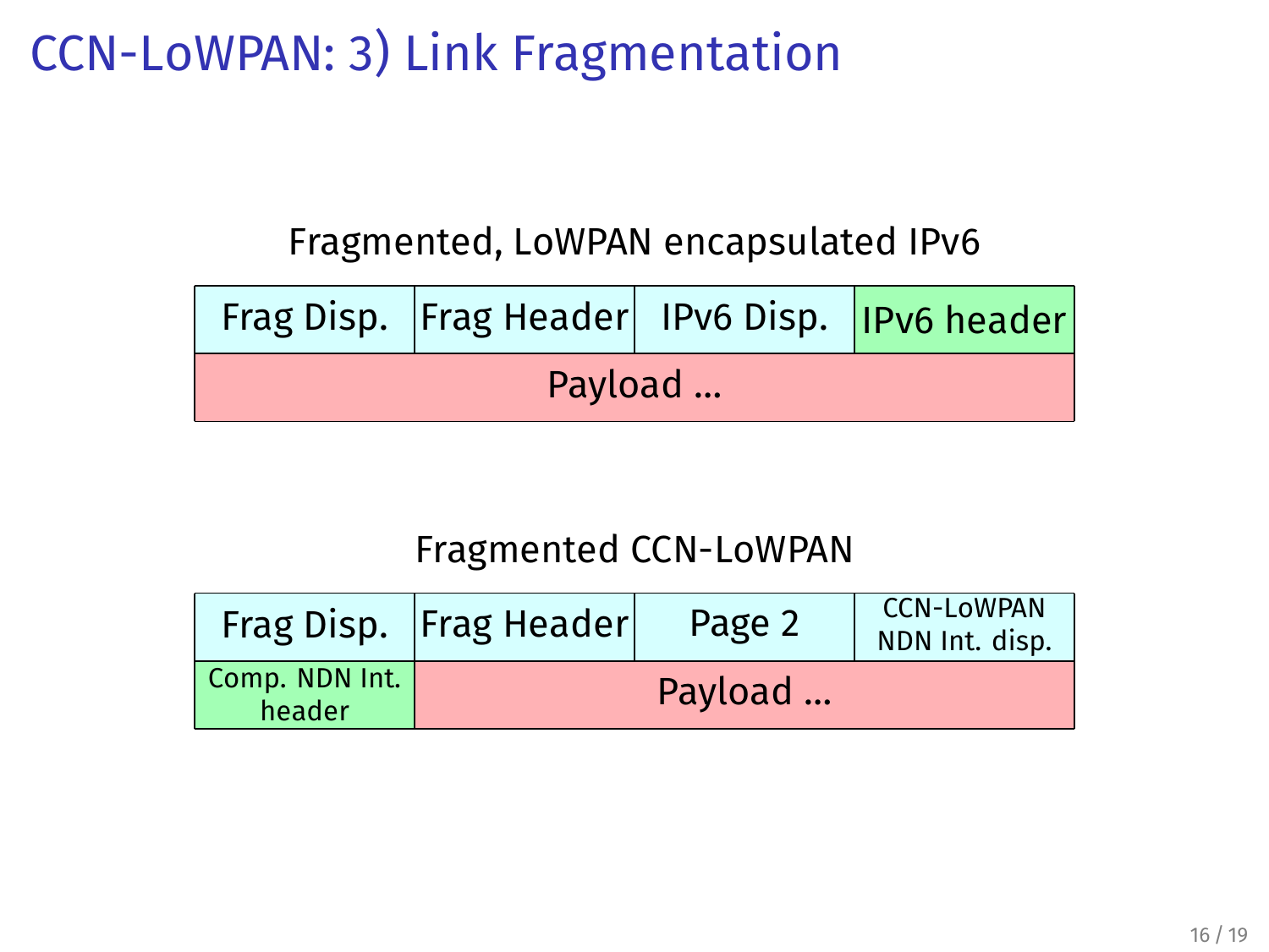# CCN-LoWPAN: 3) Link Fragmentation

Fragmented, LoWPAN encapsulated IPv6

| Frag Disp. | Frag Header | IPv6 Disp. | IPv6 header |
|---|---|---|---|
| Payload ... | | | |

Fragmented CCN-LoWPAN

| Frag Disp. | Frag Header | Page 2 | CCN-LoWPAN NDN Int. disp. |
|---|---|---|---|
| Comp. NDN Int. header | Payload ... | | |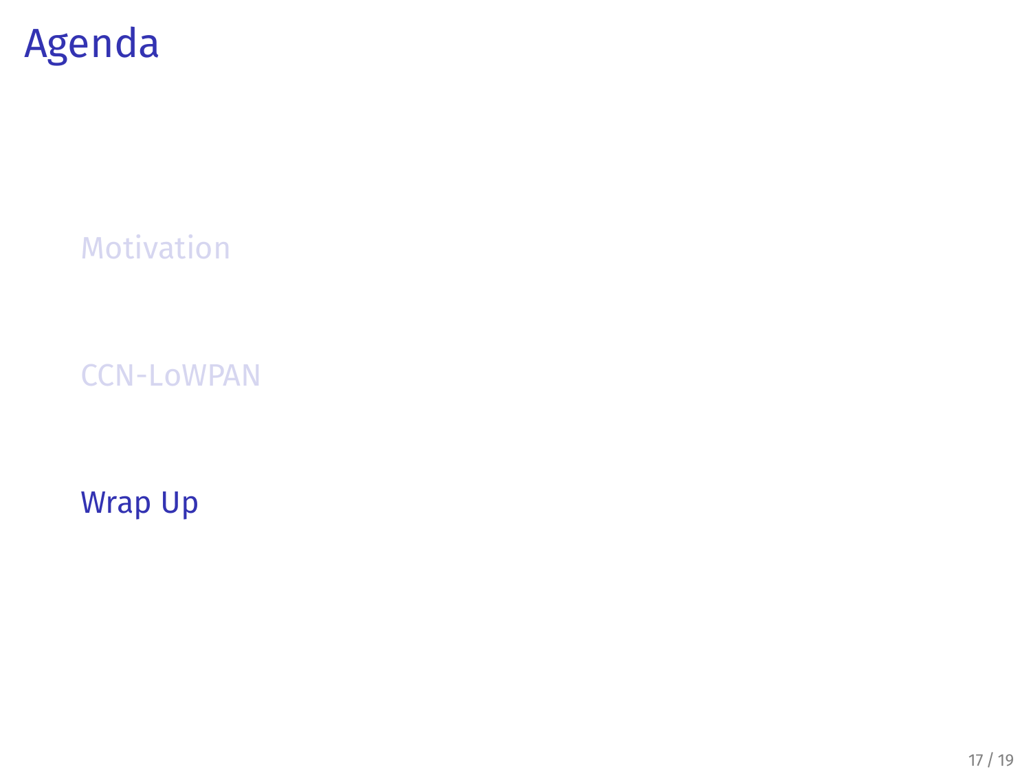# Agenda

- Motivation
- CCN-LoWPAN
- Wrap Up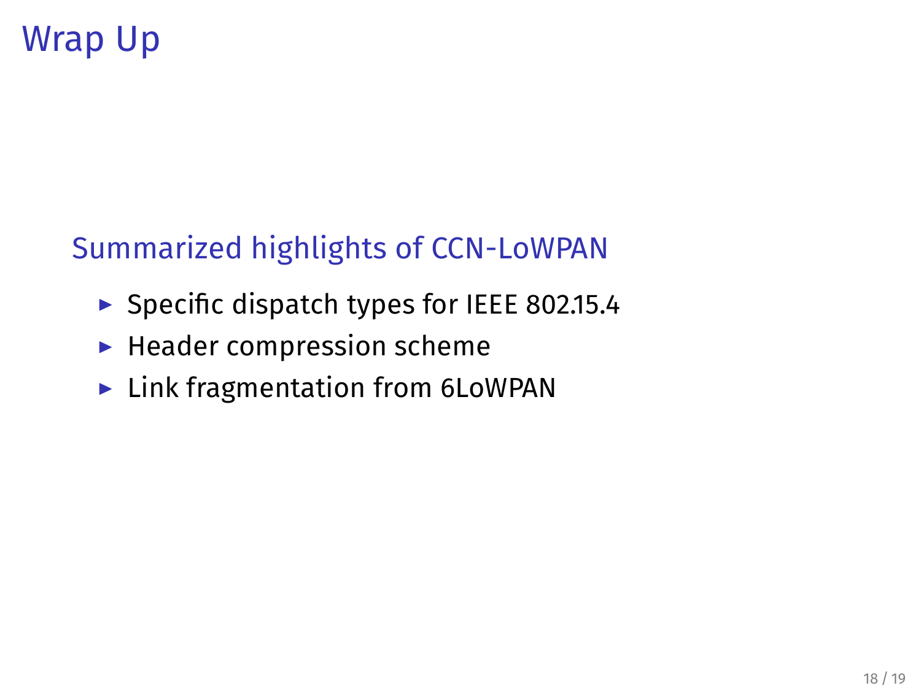# Wrap Up

## Summarized highlights of CCN-LoWPAN

- Specific dispatch types for IEEE 802.15.4
- Header compression scheme
- Link fragmentation from 6LoWPAN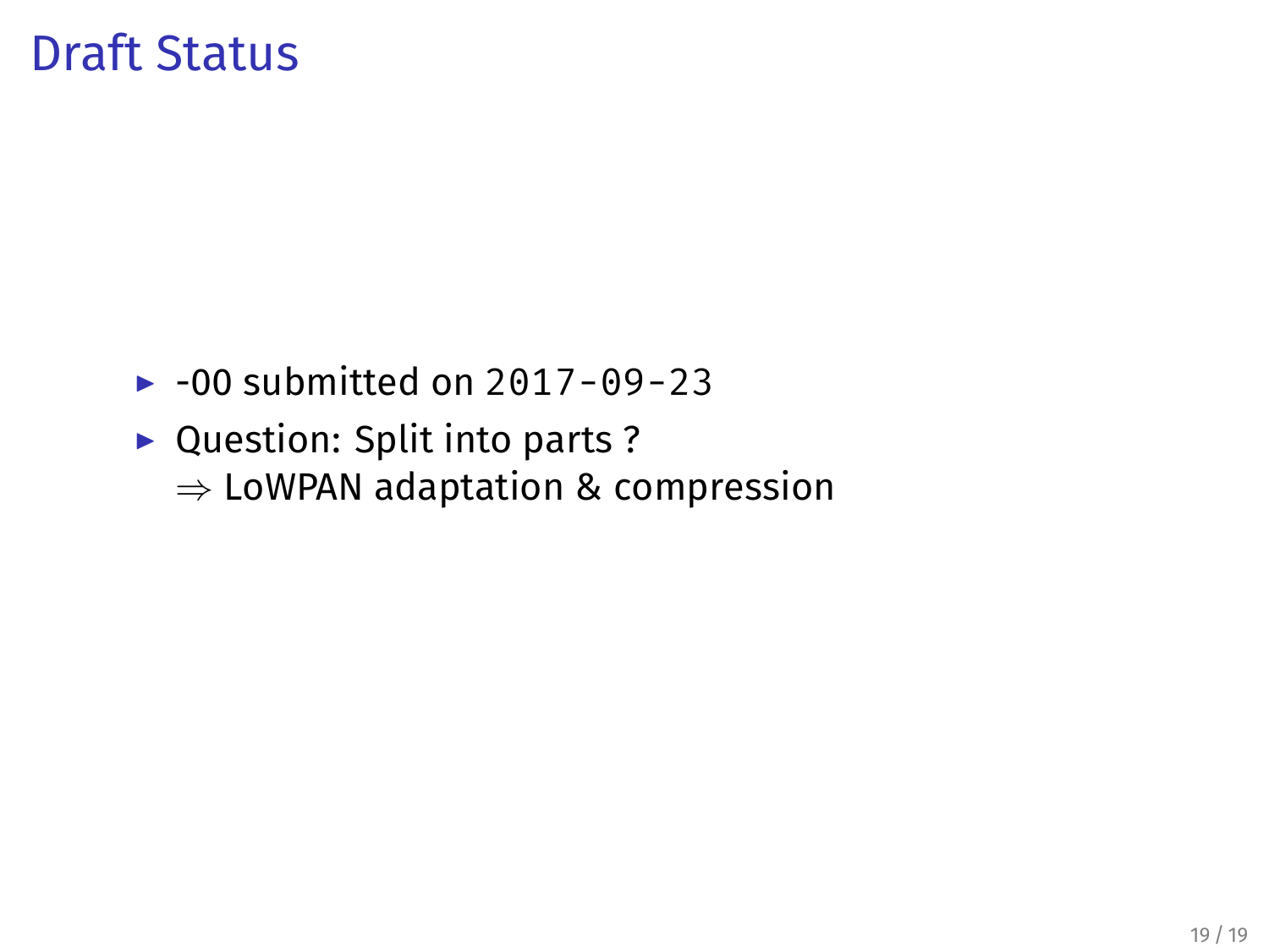# Draft Status

- -00 submitted on `2017-09-23`
- Question: Split into parts ?
  $\Rightarrow$ LoWPAN adaptation & compression